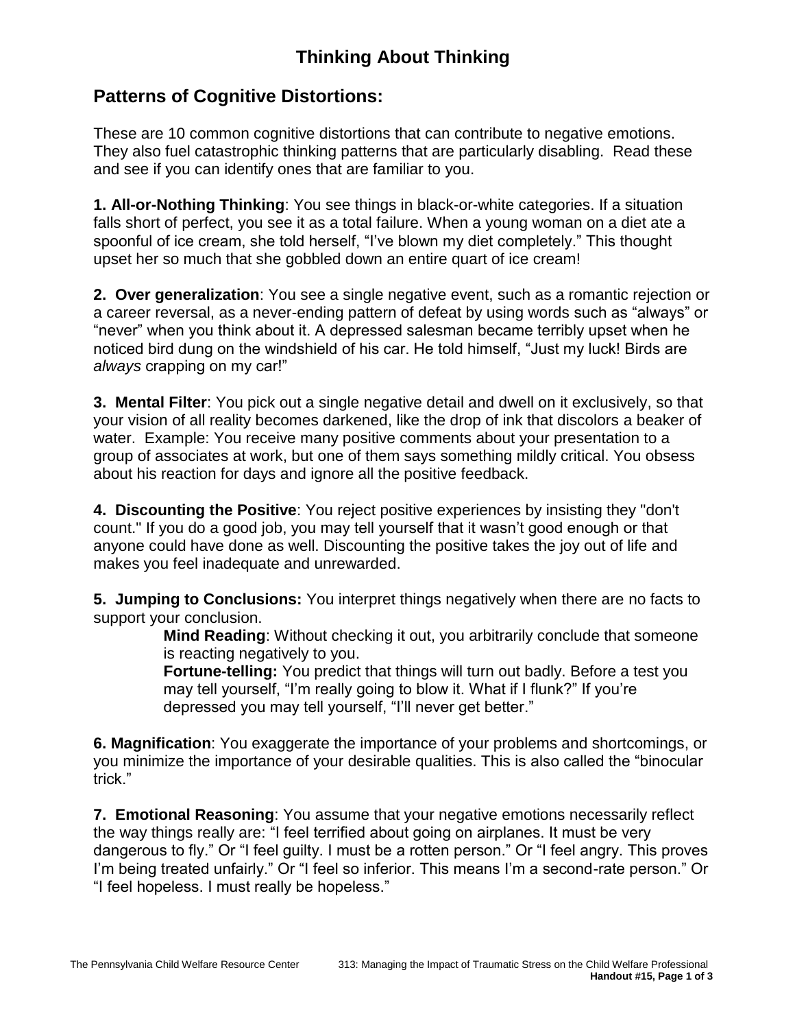# Thinking About Thinking

## Patterns of Cognitive Distortions:

These are 10 common cognitive distortions that can contribute to negative emotions. They also fuel catastrophic thinking patterns that are particularly disabling. Read these and see if you can identify ones that are familiar to you.

**1. All-or-Nothing Thinking**: You see things in black-or-white categories. If a situation falls short of perfect, you see it as a total failure. When a young woman on a diet ate a spoonful of ice cream, she told herself, "I've blown my diet completely." This thought upset her so much that she gobbled down an entire quart of ice cream!

**2. Over generalization**: You see a single negative event, such as a romantic rejection or a career reversal, as a never-ending pattern of defeat by using words such as "always" or "never" when you think about it. A depressed salesman became terribly upset when he noticed bird dung on the windshield of his car. He told himself, "Just my luck! Birds are *always* crapping on my car!"

**3. Mental Filter**: You pick out a single negative detail and dwell on it exclusively, so that your vision of all reality becomes darkened, like the drop of ink that discolors a beaker of water. Example: You receive many positive comments about your presentation to a group of associates at work, but one of them says something mildly critical. You obsess about his reaction for days and ignore all the positive feedback.

**4. Discounting the Positive**: You reject positive experiences by insisting they "don't count." If you do a good job, you may tell yourself that it wasn't good enough or that anyone could have done as well. Discounting the positive takes the joy out of life and makes you feel inadequate and unrewarded.

**5. Jumping to Conclusions:** You interpret things negatively when there are no facts to support your conclusion.

> **Mind Reading**: Without checking it out, you arbitrarily conclude that someone is reacting negatively to you.
>
> **Fortune-telling:** You predict that things will turn out badly. Before a test you may tell yourself, "I'm really going to blow it. What if I flunk?" If you're depressed you may tell yourself, "I'll never get better."

**6. Magnification**: You exaggerate the importance of your problems and shortcomings, or you minimize the importance of your desirable qualities. This is also called the "binocular trick."

**7. Emotional Reasoning**: You assume that your negative emotions necessarily reflect the way things really are: "I feel terrified about going on airplanes. It must be very dangerous to fly." Or "I feel guilty. I must be a rotten person." Or "I feel angry. This proves I'm being treated unfairly." Or "I feel so inferior. This means I'm a second-rate person." Or "I feel hopeless. I must really be hopeless."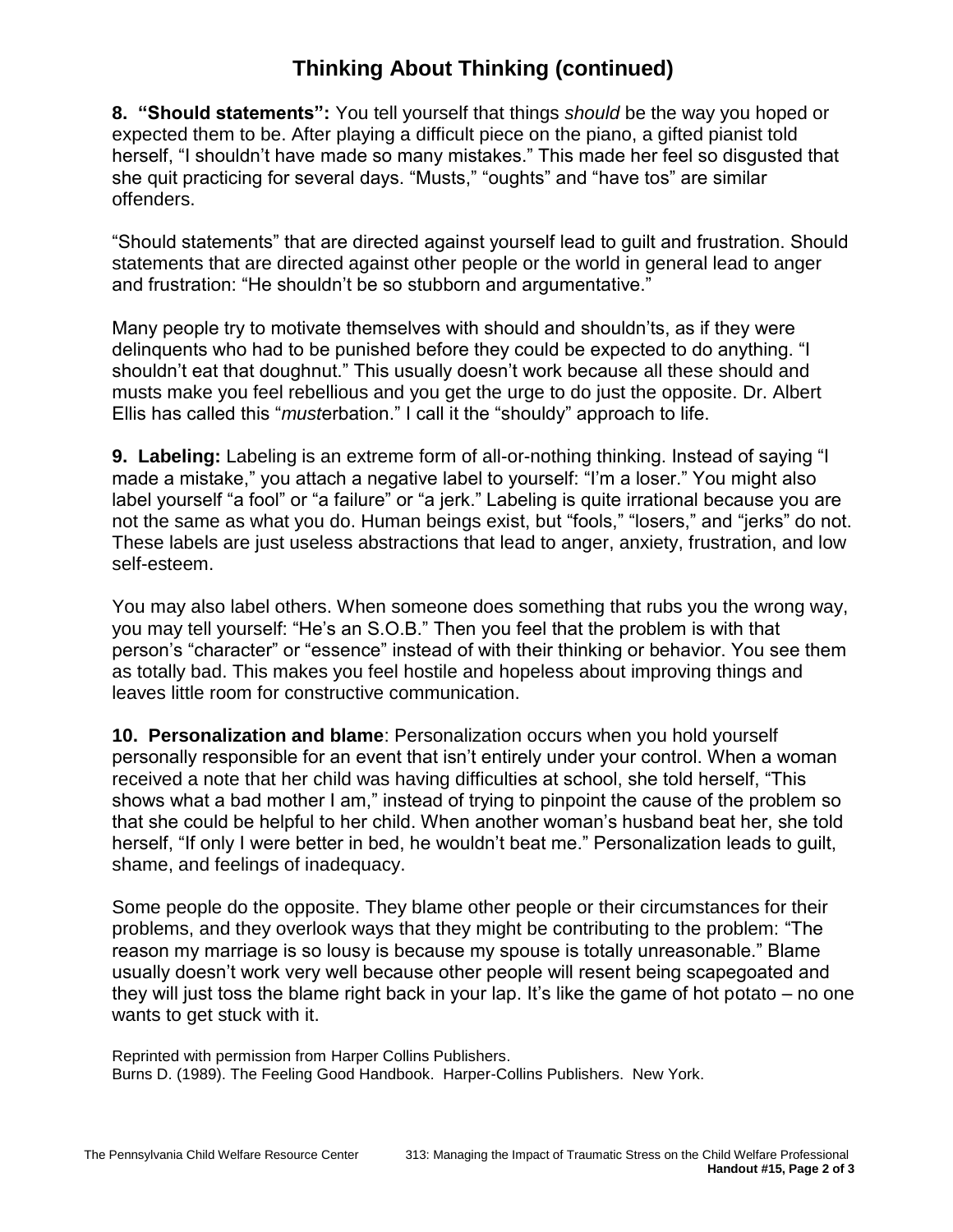# Thinking About Thinking (continued)

**8. "Should statements":** You tell yourself that things *should* be the way you hoped or expected them to be. After playing a difficult piece on the piano, a gifted pianist told herself, "I shouldn't have made so many mistakes." This made her feel so disgusted that she quit practicing for several days. "Musts," "oughts" and "have tos" are similar offenders.

"Should statements" that are directed against yourself lead to guilt and frustration. Should statements that are directed against other people or the world in general lead to anger and frustration: "He shouldn't be so stubborn and argumentative."

Many people try to motivate themselves with should and shouldn'ts, as if they were delinquents who had to be punished before they could be expected to do anything. "I shouldn't eat that doughnut." This usually doesn't work because all these should and musts make you feel rebellious and you get the urge to do just the opposite. Dr. Albert Ellis has called this "*must*erbation." I call it the "shouldy" approach to life.

**9. Labeling:** Labeling is an extreme form of all-or-nothing thinking. Instead of saying "I made a mistake," you attach a negative label to yourself: "I'm a loser." You might also label yourself "a fool" or "a failure" or "a jerk." Labeling is quite irrational because you are not the same as what you do. Human beings exist, but "fools," "losers," and "jerks" do not. These labels are just useless abstractions that lead to anger, anxiety, frustration, and low self-esteem.

You may also label others. When someone does something that rubs you the wrong way, you may tell yourself: "He's an S.O.B." Then you feel that the problem is with that person's "character" or "essence" instead of with their thinking or behavior. You see them as totally bad. This makes you feel hostile and hopeless about improving things and leaves little room for constructive communication.

**10. Personalization and blame**: Personalization occurs when you hold yourself personally responsible for an event that isn't entirely under your control. When a woman received a note that her child was having difficulties at school, she told herself, "This shows what a bad mother I am," instead of trying to pinpoint the cause of the problem so that she could be helpful to her child. When another woman's husband beat her, she told herself, "If only I were better in bed, he wouldn't beat me." Personalization leads to guilt, shame, and feelings of inadequacy.

Some people do the opposite. They blame other people or their circumstances for their problems, and they overlook ways that they might be contributing to the problem: "The reason my marriage is so lousy is because my spouse is totally unreasonable." Blame usually doesn't work very well because other people will resent being scapegoated and they will just toss the blame right back in your lap. It's like the game of hot potato – no one wants to get stuck with it.

Reprinted with permission from Harper Collins Publishers.
Burns D. (1989). The Feeling Good Handbook. Harper-Collins Publishers. New York.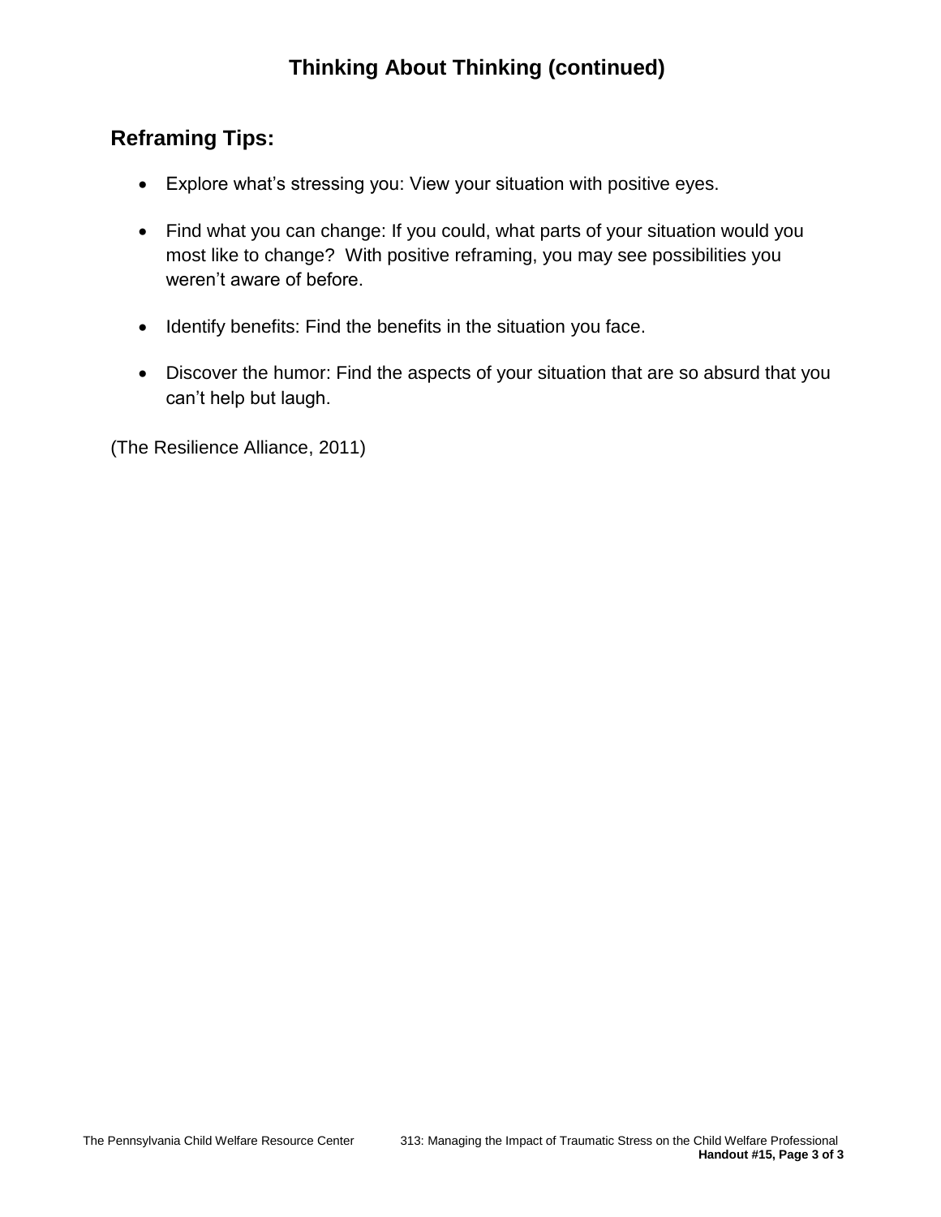# Thinking About Thinking (continued)

## Reframing Tips:

- Explore what's stressing you: View your situation with positive eyes.
- Find what you can change: If you could, what parts of your situation would you most like to change? With positive reframing, you may see possibilities you weren't aware of before.
- Identify benefits: Find the benefits in the situation you face.
- Discover the humor: Find the aspects of your situation that are so absurd that you can't help but laugh.

(The Resilience Alliance, 2011)